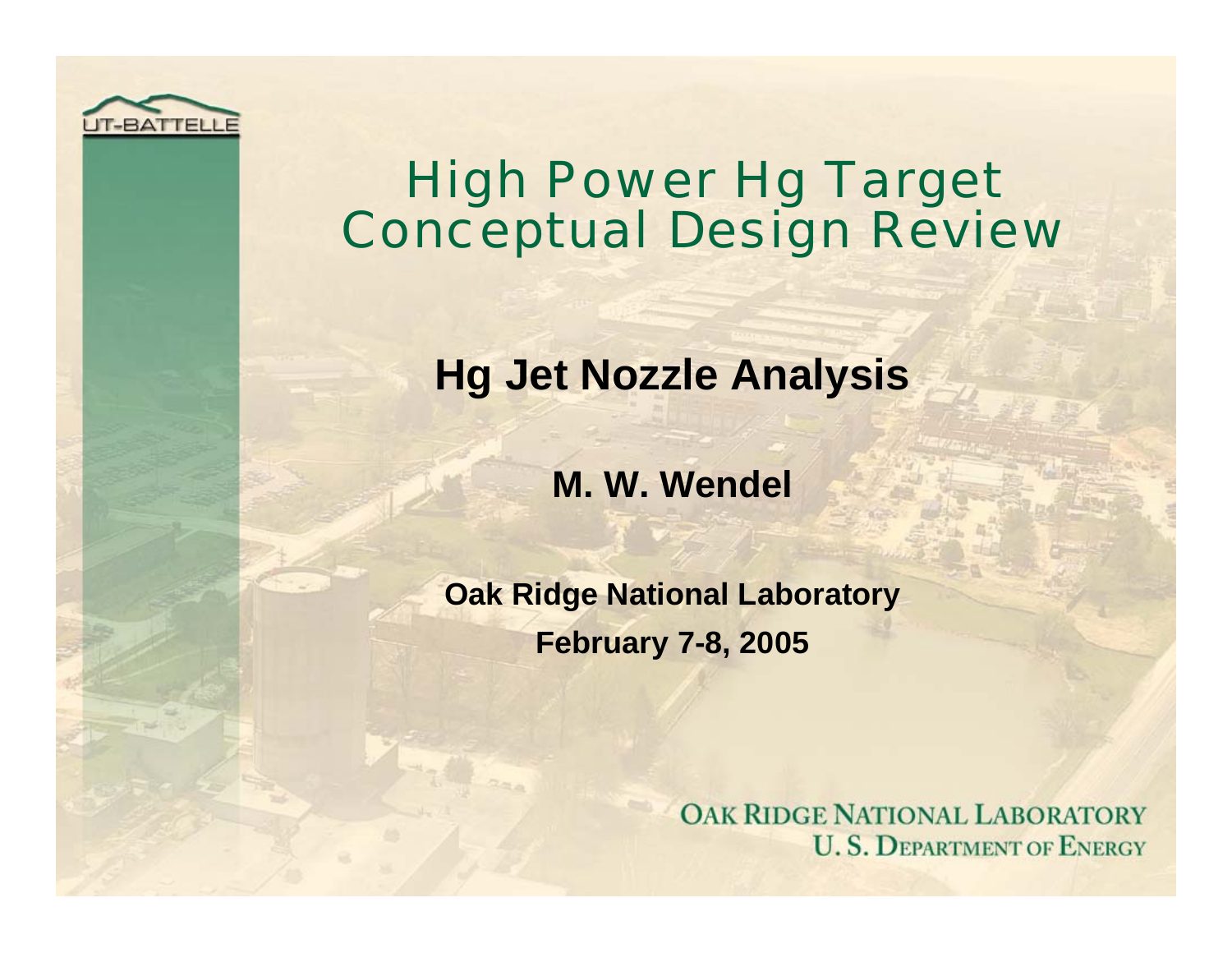# High Power Hg Target Conceptual Design Review

## Hg Jet Nozzle Analysis

**M. W. Wendel**

**Oak Ridge National Laboratory**

**February 7-8, 2005**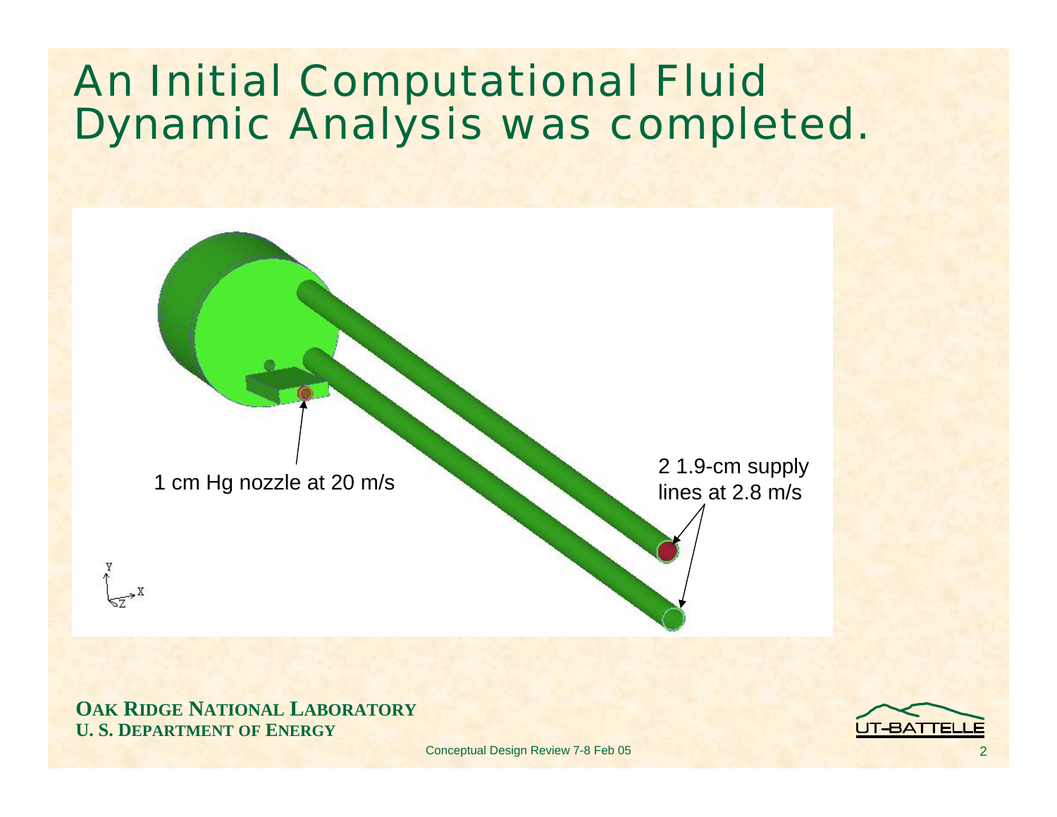# An Initial Computational Fluid Dynamic Analysis was completed.

1 cm Hg nozzle at 20 m/s

2 1.9-cm supply lines at 2.8 m/s

**OAK RIDGE NATIONAL LABORATORY**
**U. S. DEPARTMENT OF ENERGY**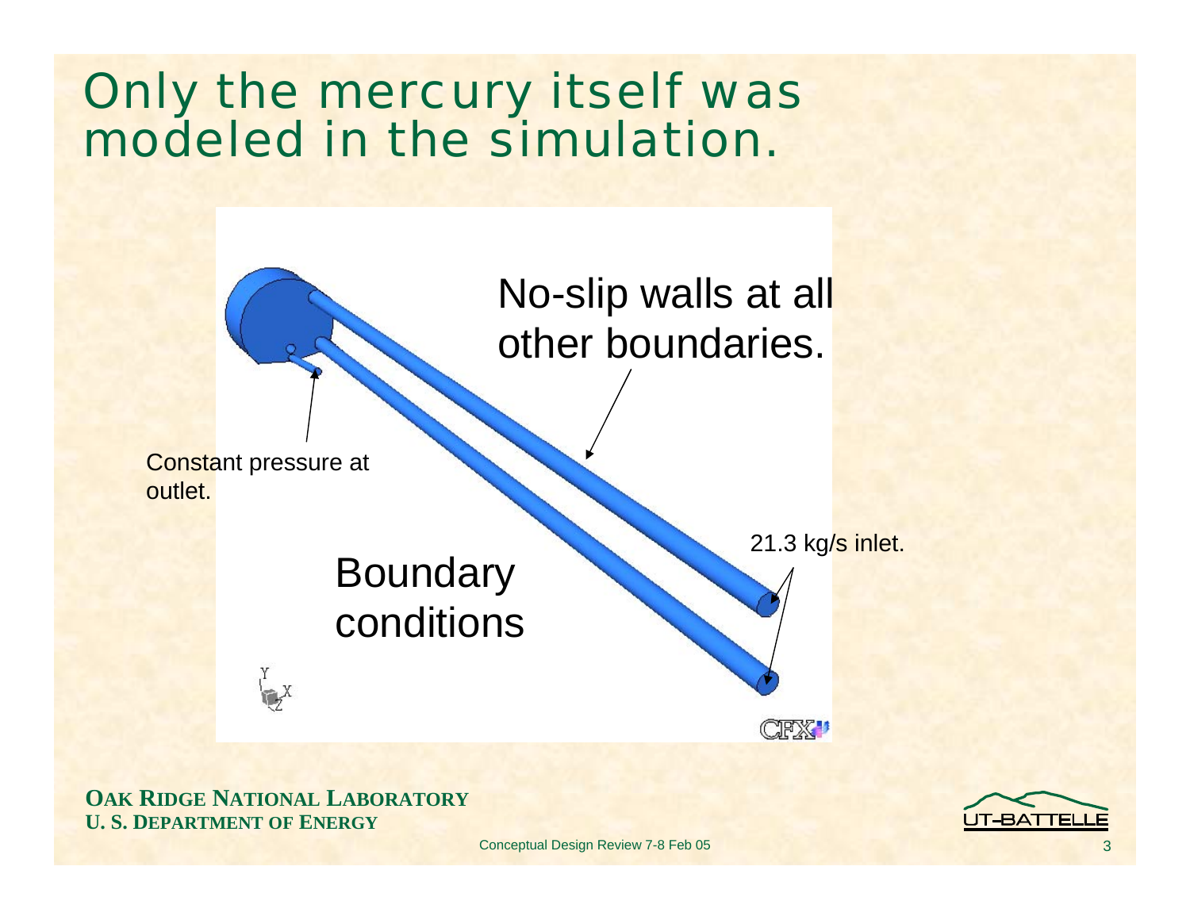# Only the mercury itself was modeled in the simulation.

No-slip walls at all other boundaries.

Constant pressure at outlet.

21.3 kg/s inlet.

Boundary conditions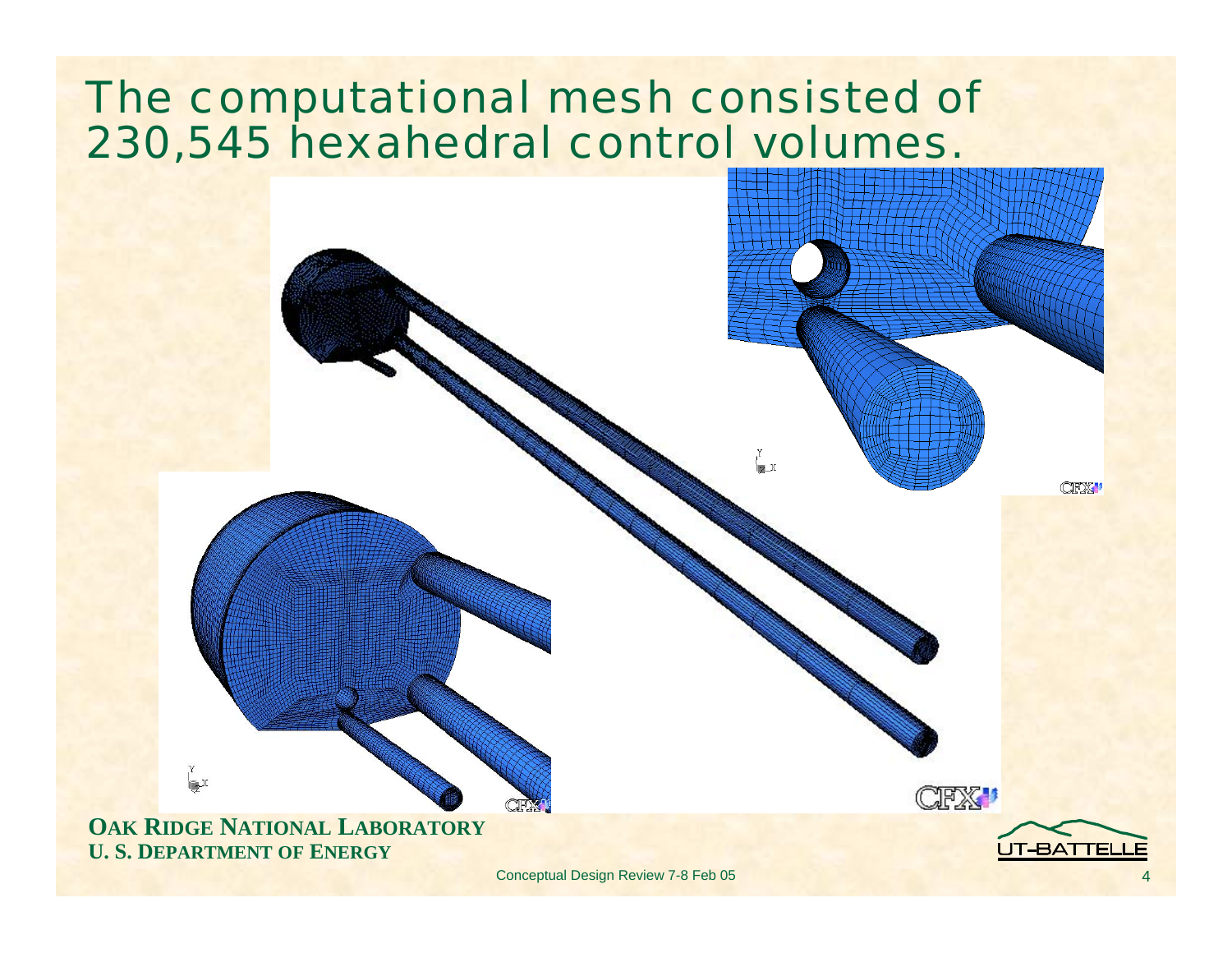# The computational mesh consisted of 230,545 hexahedral control volumes.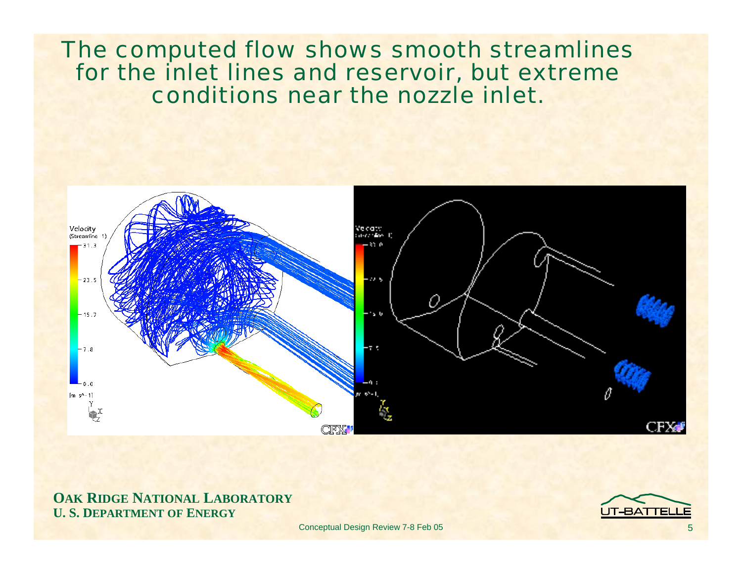# The computed flow shows smooth streamlines for the inline lines and reservoir, but extreme conditions near the nozzle inlet.

# The computed flow shows smooth streamlines for the inlet lines and reservoir, but extreme conditions near the nozzle inlet.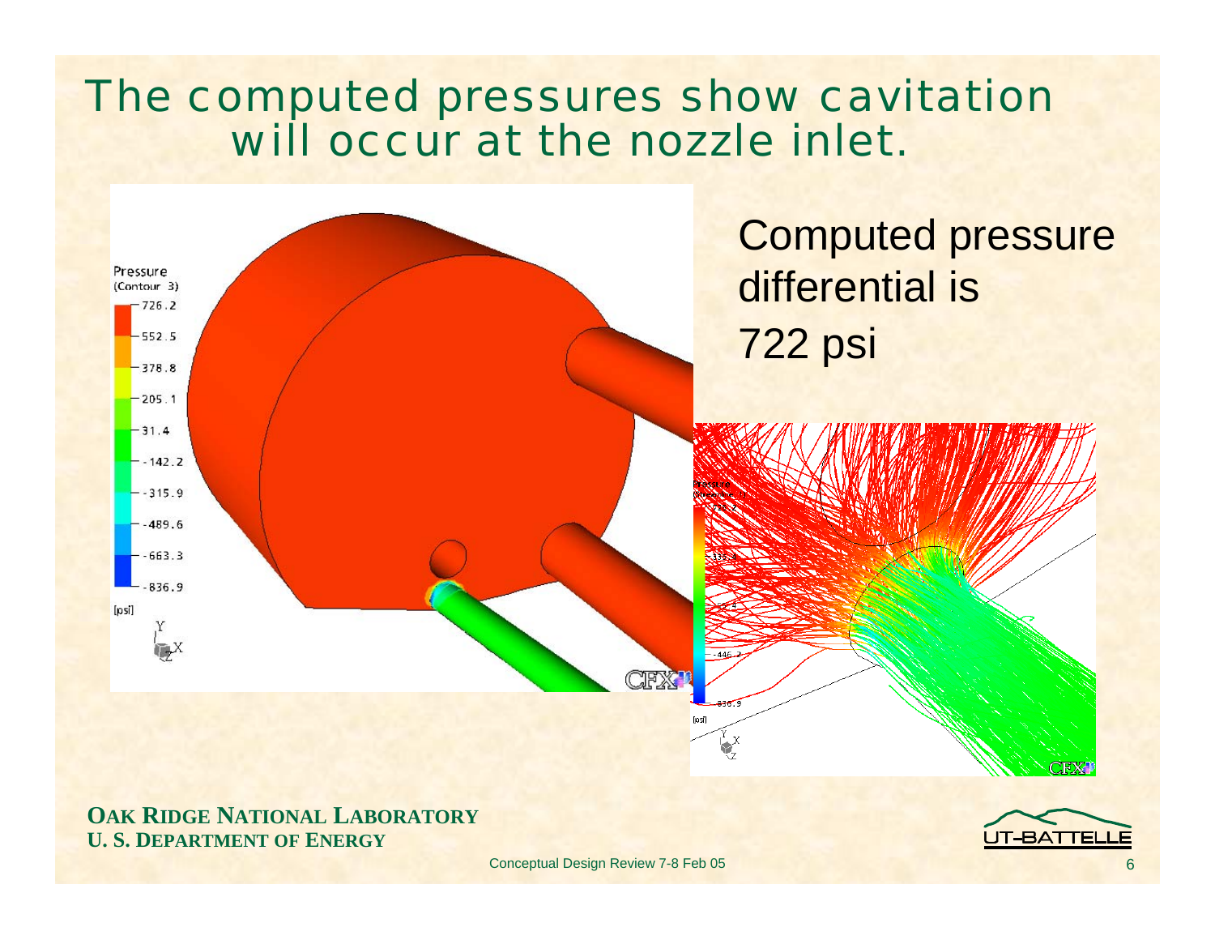# The computed pressures show cavitation will occur at the nozzle inlet.

Computed pressure differential is 722 psi

**OAK RIDGE NATIONAL LABORATORY**
**U. S. DEPARTMENT OF ENERGY**

Conceptual Design Review 7-8 Feb 05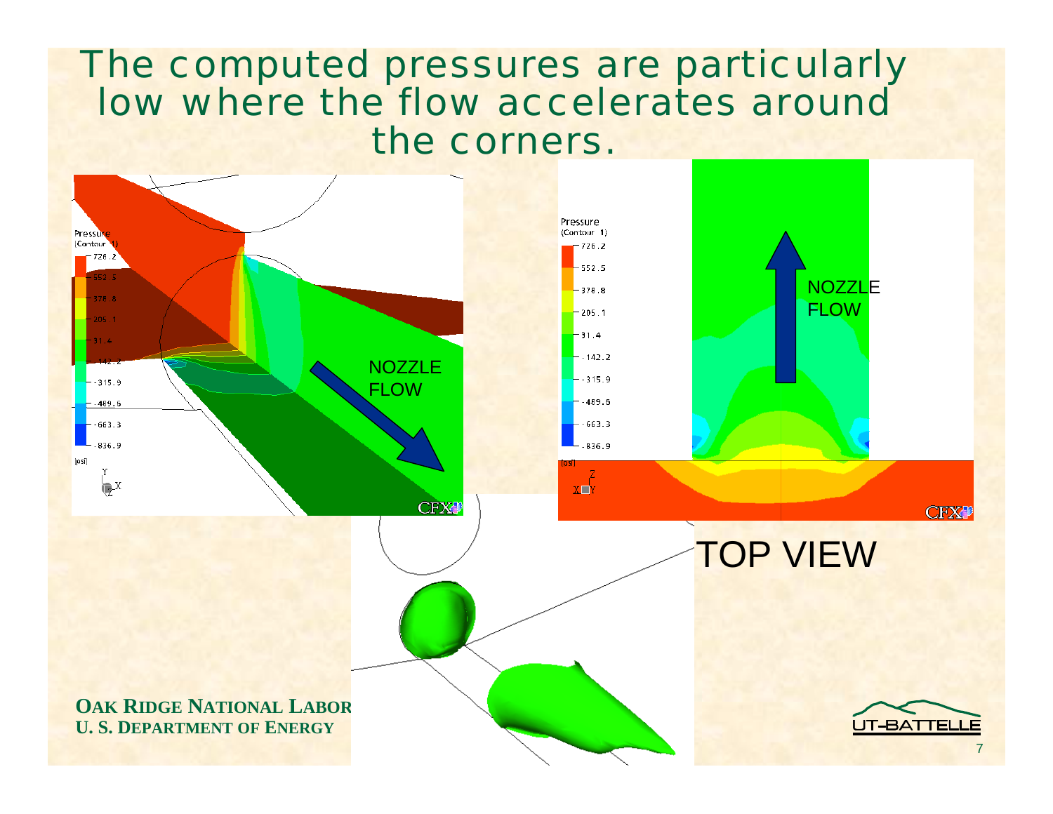# The computed pressures are particularly low where the flow accelerates around the corners.

Pressure (Contour 1)

726.2
552.5
378.8
205.1
31.4
-142.2
-315.9
-489.6
-663.3
-836.9

[psi]

NOZZLE FLOW

Pressure (Contour 1)

726.2
552.5
378.8
205.1
31.4
-142.2
-315.9
-489.6
-663.3
-836.9

[psi]

NOZZLE FLOW

TOP VIEW

**OAK RIDGE NATIONAL LABOR**
**U. S. DEPARTMENT OF ENERGY**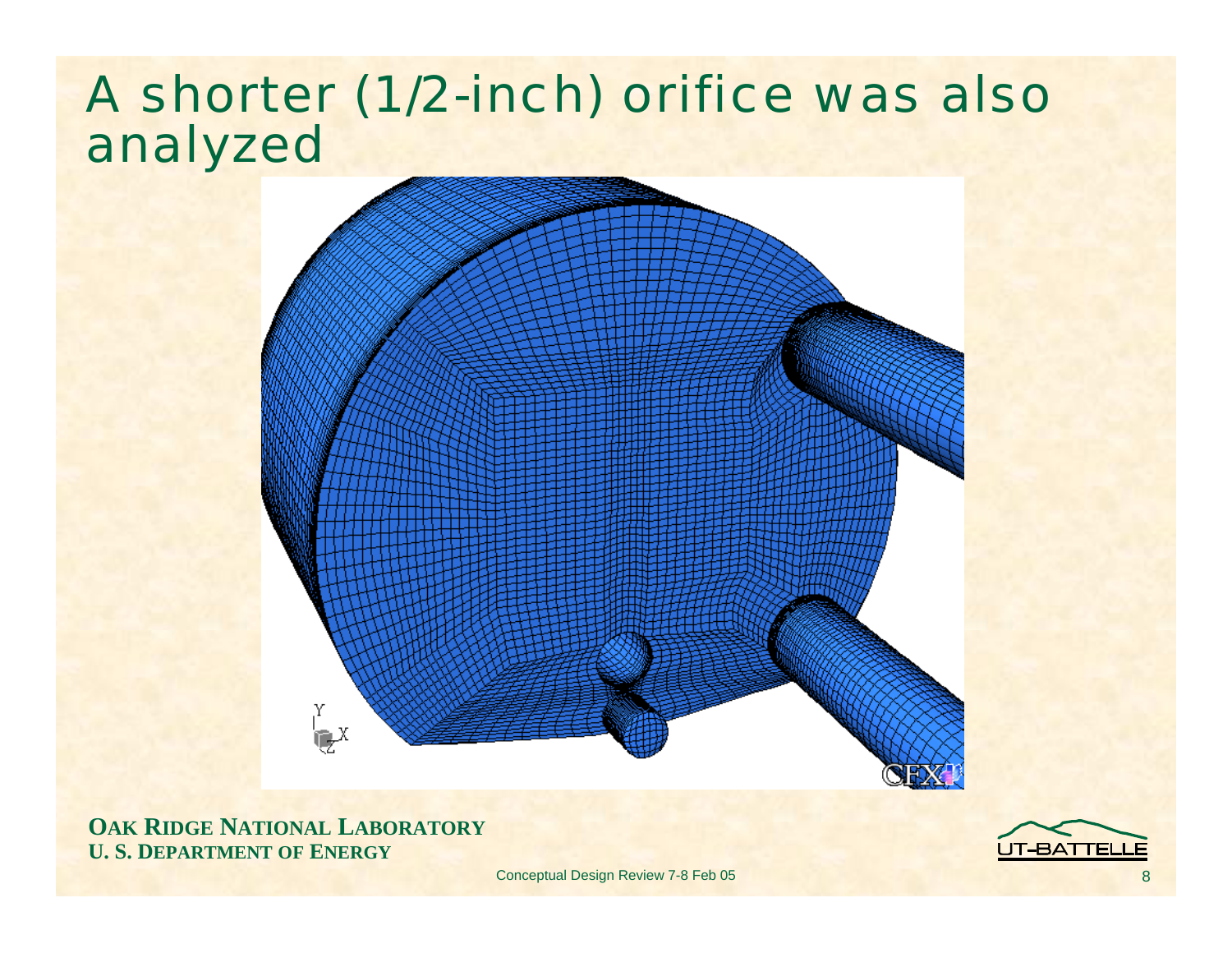# A shorter (1/2-inch) orifice was also analyzed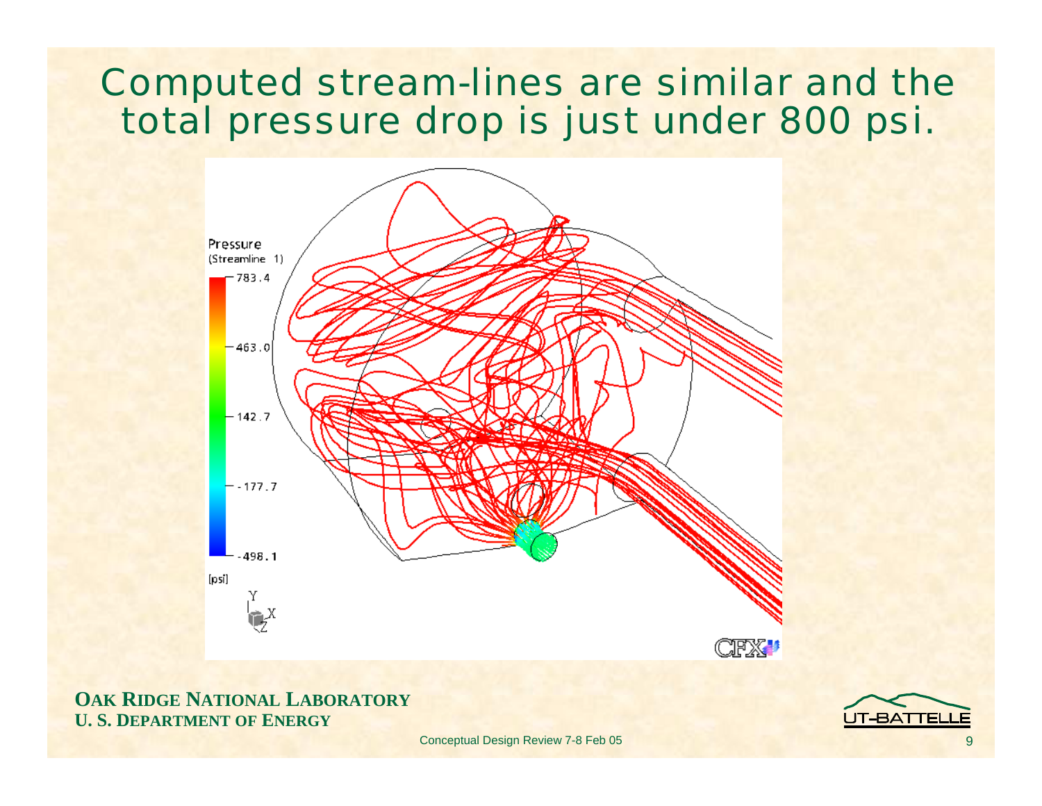# Computed stream-lines are similar and the total pressure drop is just under 800 psi.

Pressure
(Streamline 1)

783.4

463.0

142.7

-177.7

-498.1

[psi]

**OAK RIDGE NATIONAL LABORATORY**
**U. S. DEPARTMENT OF ENERGY**

Conceptual Design Review 7-8 Feb 05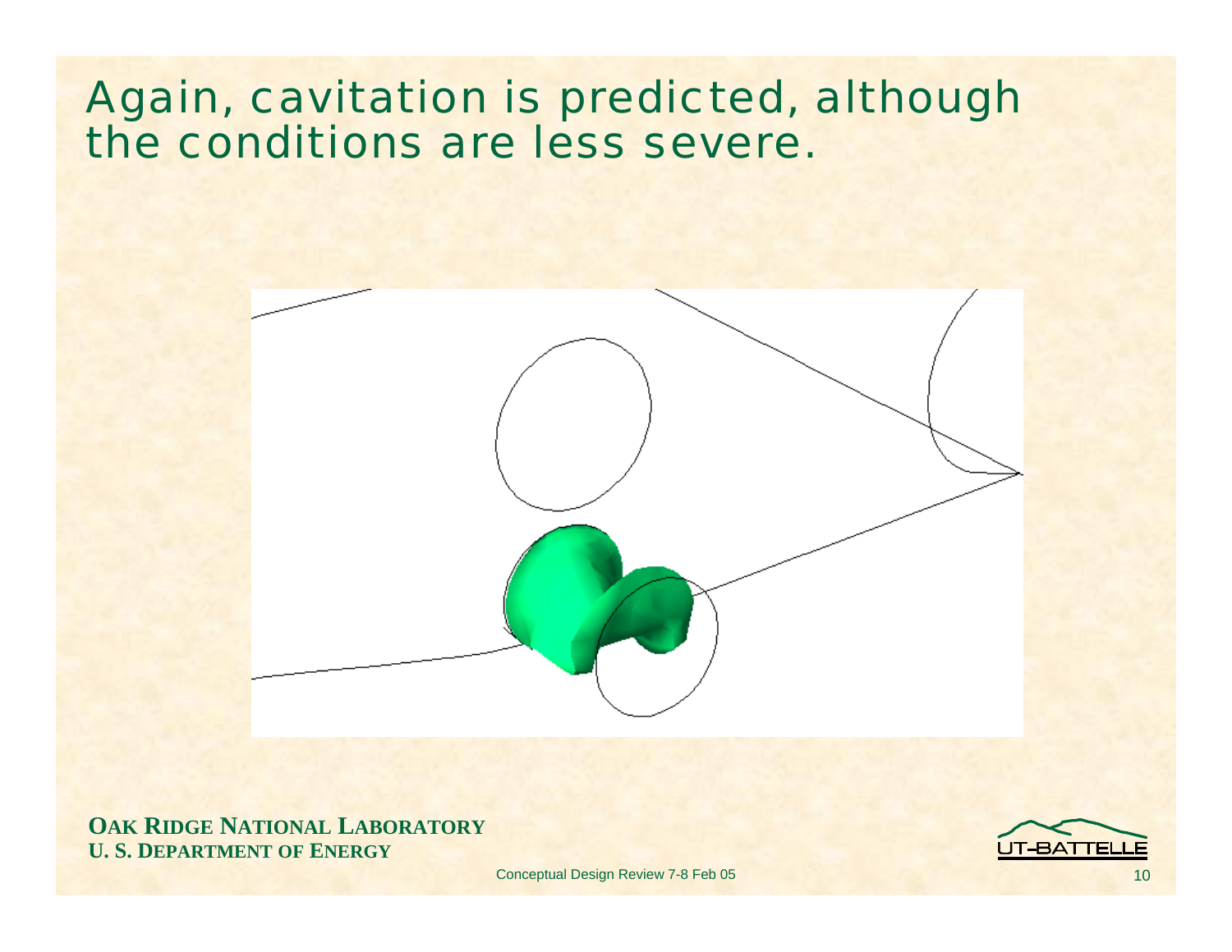# Again, cavitation is predicted, although the conditions are less severe.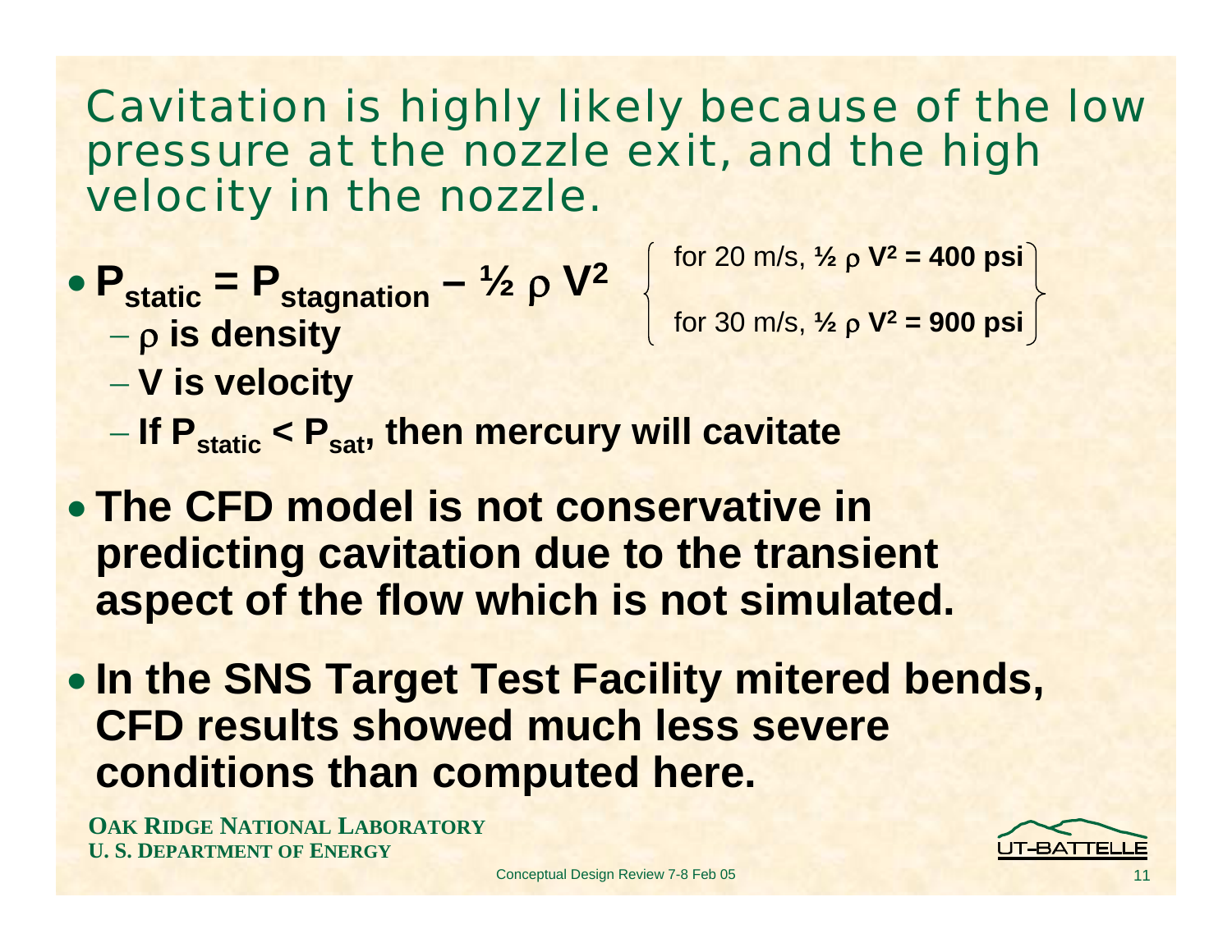# Cavitation is highly likely because of the low pressure at the nozzle exit, and the high velocity in the nozzle.

- **$P_{static} = P_{stagnation} - \frac{1}{2} \rho V^2$**
  - **$\rho$ is density**
  - **V is velocity**
  - **If $P_{static} < P_{sat}$, then mercury will cavitate**

$$\left\{ \begin{array}{l} \text{for 20 m/s, } \tfrac{1}{2} \rho V^2 = 400 \text{ psi} \\ \text{for 30 m/s, } \tfrac{1}{2} \rho V^2 = 900 \text{ psi} \end{array} \right\}$$

- **The CFD model is not conservative in predicting cavitation due to the transient aspect of the flow which is not simulated.**
- **In the SNS Target Test Facility mitered bends, CFD results showed much less severe conditions than computed here.**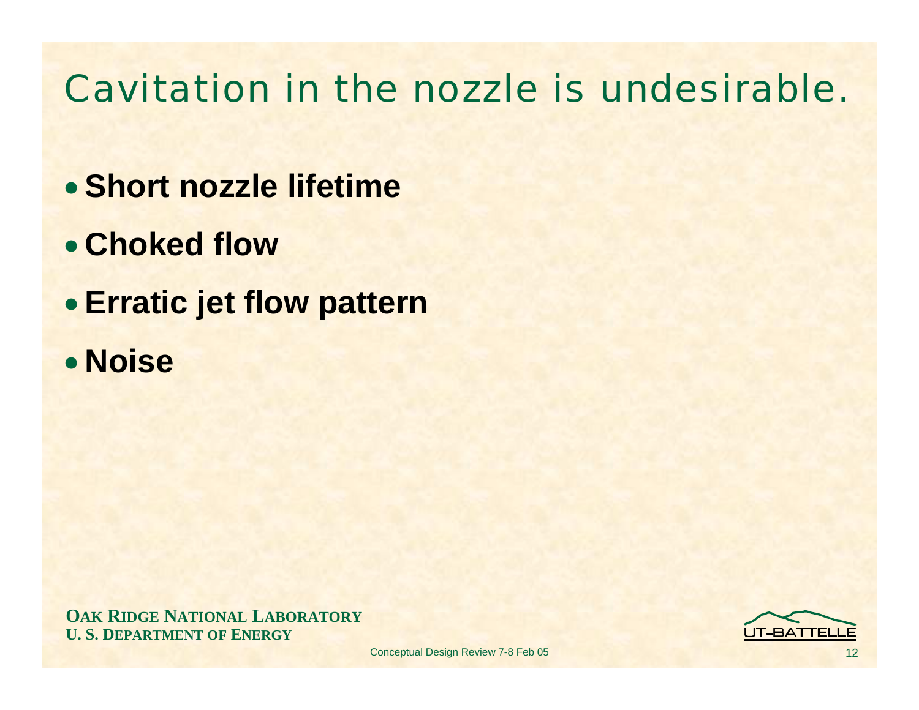# Cavitation in the nozzle is undesirable.

- **Short nozzle lifetime**
- **Choked flow**
- **Erratic jet flow pattern**
- **Noise**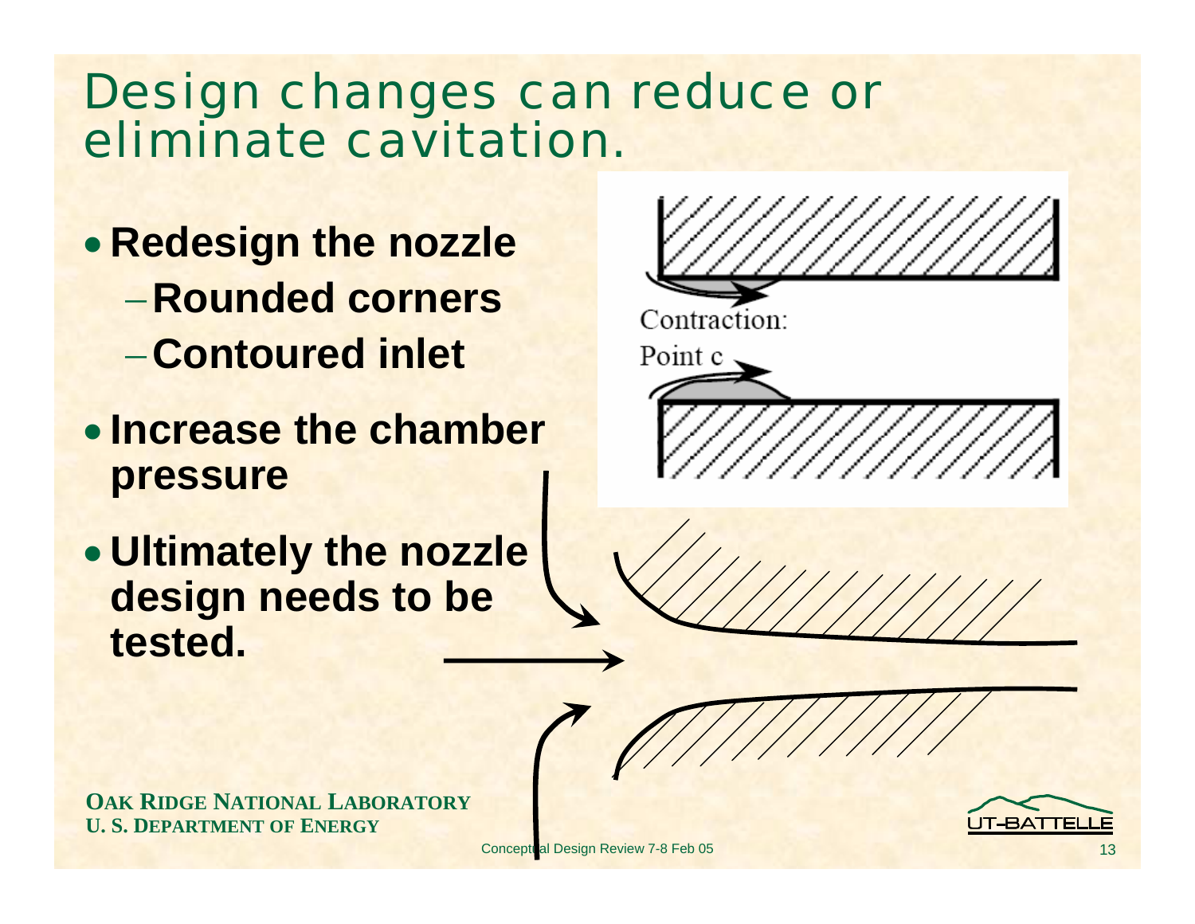# Design changes can reduce or eliminate cavitation.

- **Redesign the nozzle**
  - **Rounded corners**
  - **Contoured inlet**
- **Increase the chamber pressure**
- **Ultimately the nozzle design needs to be tested.**

Contraction:

Point c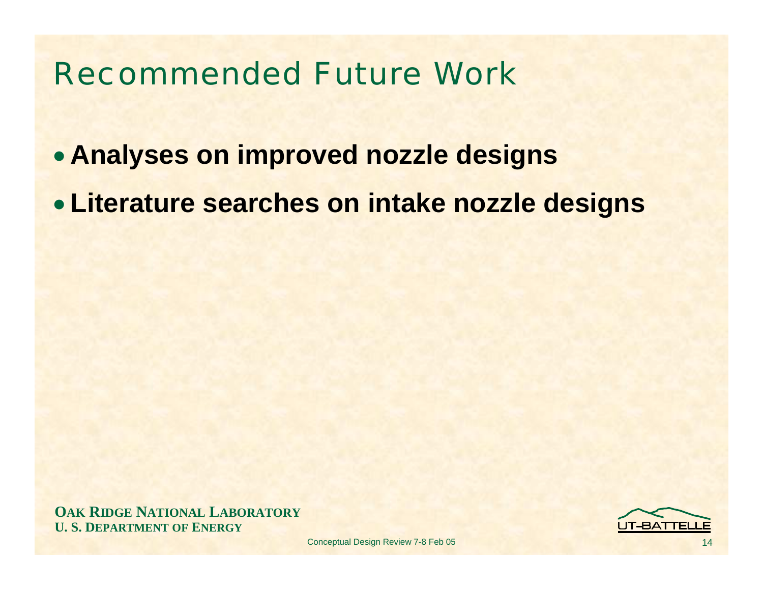# Recommended Future Work

- **Analyses on improved nozzle designs**
- **Literature searches on intake nozzle designs**